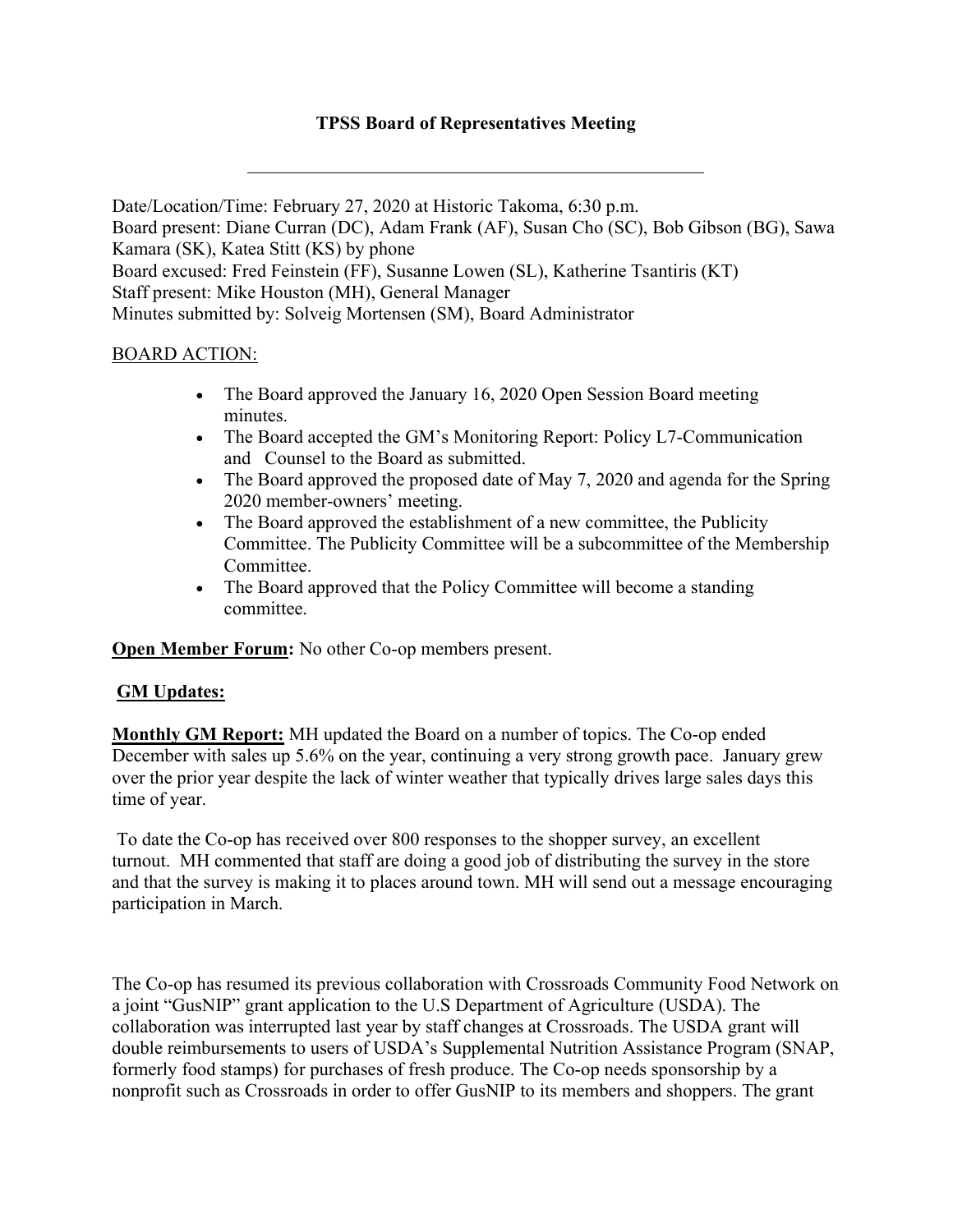**TPSS Board of Representatives Meeting**

---

Date/Location/Time: February 27, 2020 at Historic Takoma, 6:30 p.m.
Board present: Diane Curran (DC), Adam Frank (AF), Susan Cho (SC), Bob Gibson (BG), Sawa Kamara (SK), Katea Stitt (KS) by phone
Board excused: Fred Feinstein (FF), Susanne Lowen (SL), Katherine Tsantiris (KT)
Staff present: Mike Houston (MH), General Manager
Minutes submitted by: Solveig Mortensen (SM), Board Administrator

BOARD ACTION:

- The Board approved the January 16, 2020 Open Session Board meeting minutes.
- The Board accepted the GM's Monitoring Report: Policy L7-Communication and Counsel to the Board as submitted.
- The Board approved the proposed date of May 7, 2020 and agenda for the Spring 2020 member-owners' meeting.
- The Board approved the establishment of a new committee, the Publicity Committee. The Publicity Committee will be a subcommittee of the Membership Committee.
- The Board approved that the Policy Committee will become a standing committee.

**Open Member Forum:** No other Co-op members present.

**GM Updates:**

**Monthly GM Report:** MH updated the Board on a number of topics. The Co-op ended December with sales up 5.6% on the year, continuing a very strong growth pace. January grew over the prior year despite the lack of winter weather that typically drives large sales days this time of year.

To date the Co-op has received over 800 responses to the shopper survey, an excellent turnout. MH commented that staff are doing a good job of distributing the survey in the store and that the survey is making it to places around town. MH will send out a message encouraging participation in March.

The Co-op has resumed its previous collaboration with Crossroads Community Food Network on a joint "GusNIP" grant application to the U.S Department of Agriculture (USDA). The collaboration was interrupted last year by staff changes at Crossroads. The USDA grant will double reimbursements to users of USDA's Supplemental Nutrition Assistance Program (SNAP, formerly food stamps) for purchases of fresh produce. The Co-op needs sponsorship by a nonprofit such as Crossroads in order to offer GusNIP to its members and shoppers. The grant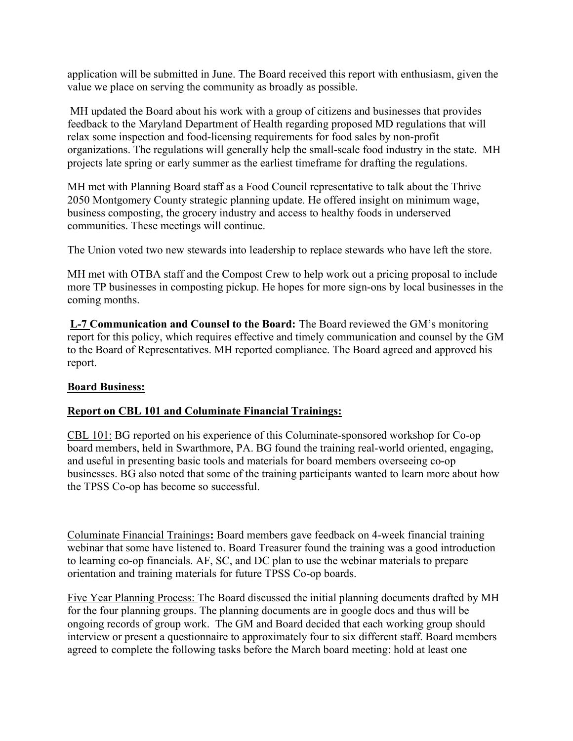application will be submitted in June. The Board received this report with enthusiasm, given the value we place on serving the community as broadly as possible.

MH updated the Board about his work with a group of citizens and businesses that provides feedback to the Maryland Department of Health regarding proposed MD regulations that will relax some inspection and food-licensing requirements for food sales by non-profit organizations. The regulations will generally help the small-scale food industry in the state. MH projects late spring or early summer as the earliest timeframe for drafting the regulations.

MH met with Planning Board staff as a Food Council representative to talk about the Thrive 2050 Montgomery County strategic planning update. He offered insight on minimum wage, business composting, the grocery industry and access to healthy foods in underserved communities. These meetings will continue.

The Union voted two new stewards into leadership to replace stewards who have left the store.

MH met with OTBA staff and the Compost Crew to help work out a pricing proposal to include more TP businesses in composting pickup. He hopes for more sign-ons by local businesses in the coming months.

**L-7 Communication and Counsel to the Board:** The Board reviewed the GM's monitoring report for this policy, which requires effective and timely communication and counsel by the GM to the Board of Representatives. MH reported compliance. The Board agreed and approved his report.

**Board Business:**

**Report on CBL 101 and Columinate Financial Trainings:**

CBL 101: BG reported on his experience of this Columinate-sponsored workshop for Co-op board members, held in Swarthmore, PA. BG found the training real-world oriented, engaging, and useful in presenting basic tools and materials for board members overseeing co-op businesses. BG also noted that some of the training participants wanted to learn more about how the TPSS Co-op has become so successful.

Columinate Financial Trainings**:** Board members gave feedback on 4-week financial training webinar that some have listened to. Board Treasurer found the training was a good introduction to learning co-op financials. AF, SC, and DC plan to use the webinar materials to prepare orientation and training materials for future TPSS Co-op boards.

Five Year Planning Process: The Board discussed the initial planning documents drafted by MH for the four planning groups. The planning documents are in google docs and thus will be ongoing records of group work. The GM and Board decided that each working group should interview or present a questionnaire to approximately four to six different staff. Board members agreed to complete the following tasks before the March board meeting: hold at least one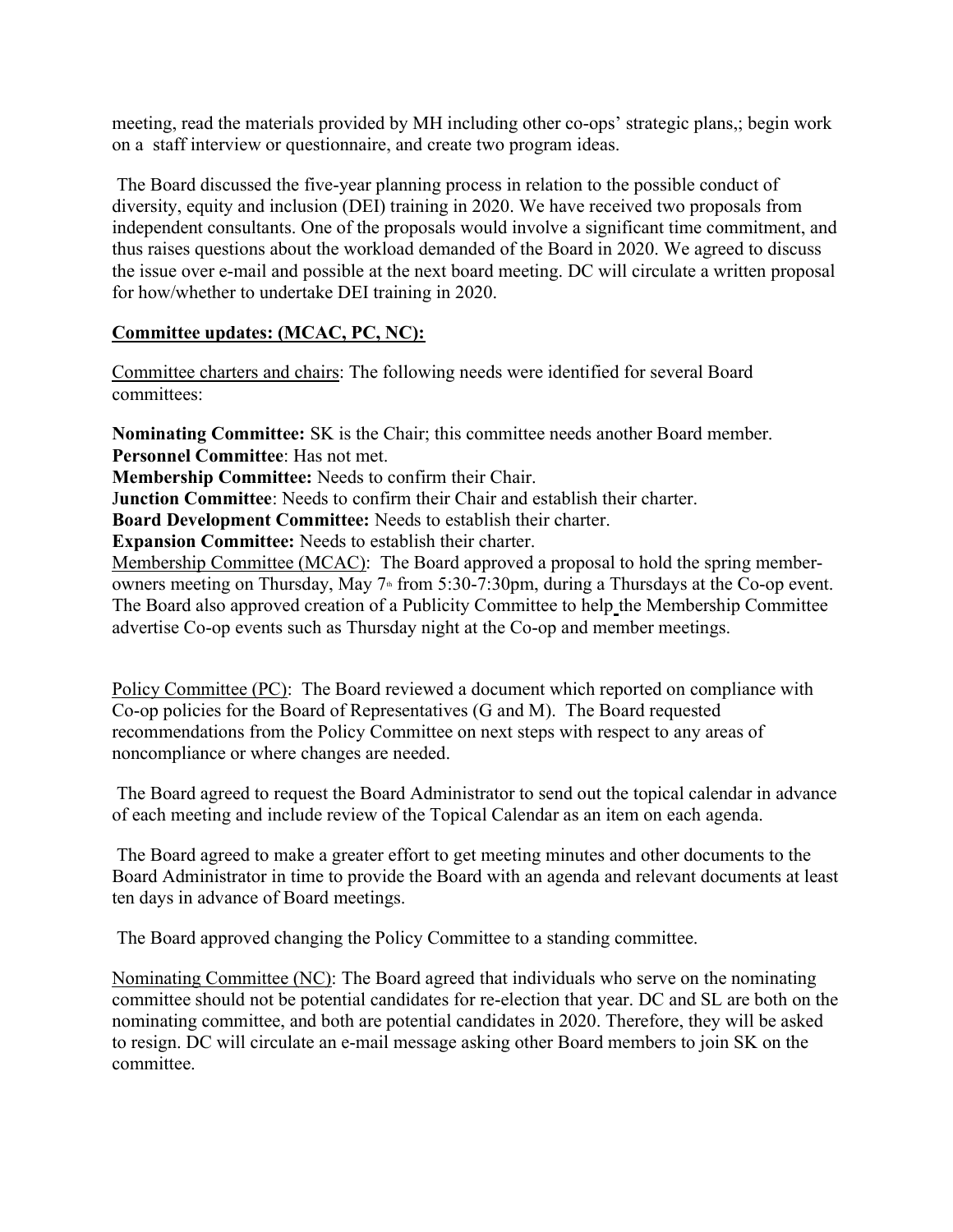meeting, read the materials provided by MH including other co-ops' strategic plans,; begin work on a staff interview or questionnaire, and create two program ideas.

The Board discussed the five-year planning process in relation to the possible conduct of diversity, equity and inclusion (DEI) training in 2020. We have received two proposals from independent consultants. One of the proposals would involve a significant time commitment, and thus raises questions about the workload demanded of the Board in 2020. We agreed to discuss the issue over e-mail and possible at the next board meeting. DC will circulate a written proposal for how/whether to undertake DEI training in 2020.

**Committee updates: (MCAC, PC, NC):**

Committee charters and chairs: The following needs were identified for several Board committees:

**Nominating Committee:** SK is the Chair; this committee needs another Board member.
**Personnel Committee**: Has not met.
**Membership Committee:** Needs to confirm their Chair.
**Junction Committee**: Needs to confirm their Chair and establish their charter.
**Board Development Committee:** Needs to establish their charter.
**Expansion Committee:** Needs to establish their charter.

Membership Committee (MCAC): The Board approved a proposal to hold the spring member-owners meeting on Thursday, May 7th from 5:30-7:30pm, during a Thursdays at the Co-op event. The Board also approved creation of a Publicity Committee to help the Membership Committee advertise Co-op events such as Thursday night at the Co-op and member meetings.

Policy Committee (PC): The Board reviewed a document which reported on compliance with Co-op policies for the Board of Representatives (G and M). The Board requested recommendations from the Policy Committee on next steps with respect to any areas of noncompliance or where changes are needed.

The Board agreed to request the Board Administrator to send out the topical calendar in advance of each meeting and include review of the Topical Calendar as an item on each agenda.

The Board agreed to make a greater effort to get meeting minutes and other documents to the Board Administrator in time to provide the Board with an agenda and relevant documents at least ten days in advance of Board meetings.

The Board approved changing the Policy Committee to a standing committee.

Nominating Committee (NC): The Board agreed that individuals who serve on the nominating committee should not be potential candidates for re-election that year. DC and SL are both on the nominating committee, and both are potential candidates in 2020. Therefore, they will be asked to resign. DC will circulate an e-mail message asking other Board members to join SK on the committee.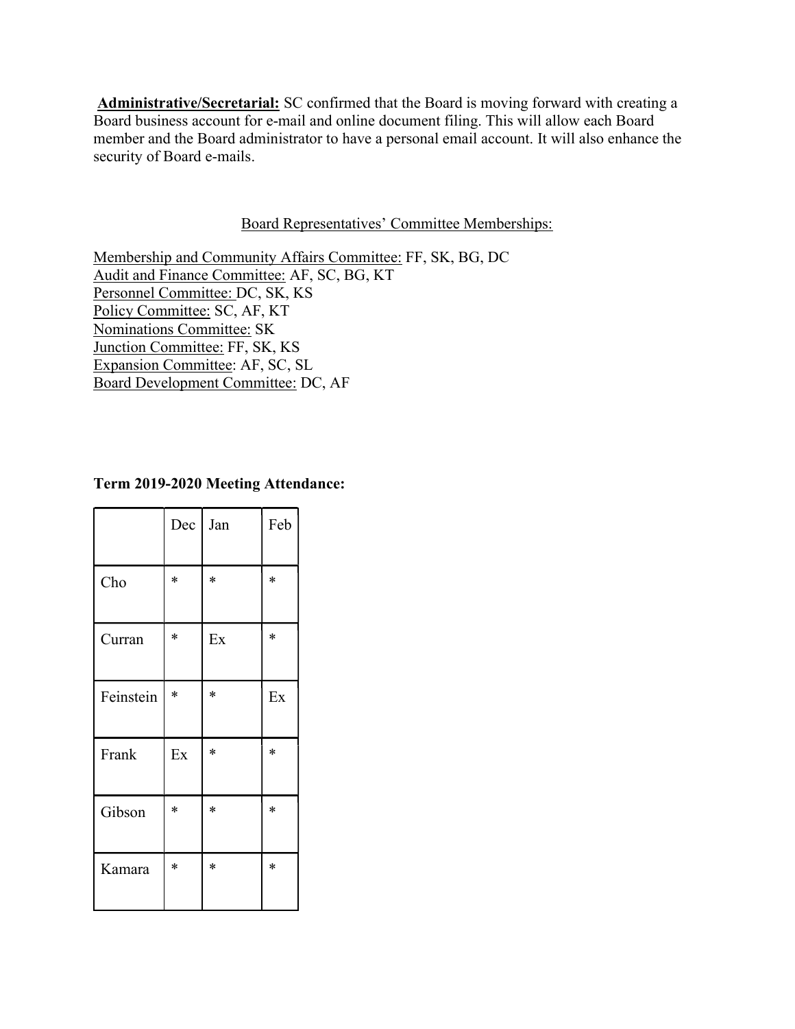**Administrative/Secretarial:** SC confirmed that the Board is moving forward with creating a Board business account for e-mail and online document filing. This will allow each Board member and the Board administrator to have a personal email account. It will also enhance the security of Board e-mails.

Board Representatives' Committee Memberships:

Membership and Community Affairs Committee: FF, SK, BG, DC
Audit and Finance Committee: AF, SC, BG, KT
Personnel Committee: DC, SK, KS
Policy Committee: SC, AF, KT
Nominations Committee: SK
Junction Committee: FF, SK, KS
Expansion Committee: AF, SC, SL
Board Development Committee: DC, AF

**Term 2019-2020 Meeting Attendance:**

| | Dec | Jan | Feb |
|---|---|---|---|
| Cho | * | * | * |
| Curran | * | Ex | * |
| Feinstein | * | * | Ex |
| Frank | Ex | * | * |
| Gibson | * | * | * |
| Kamara | * | * | * |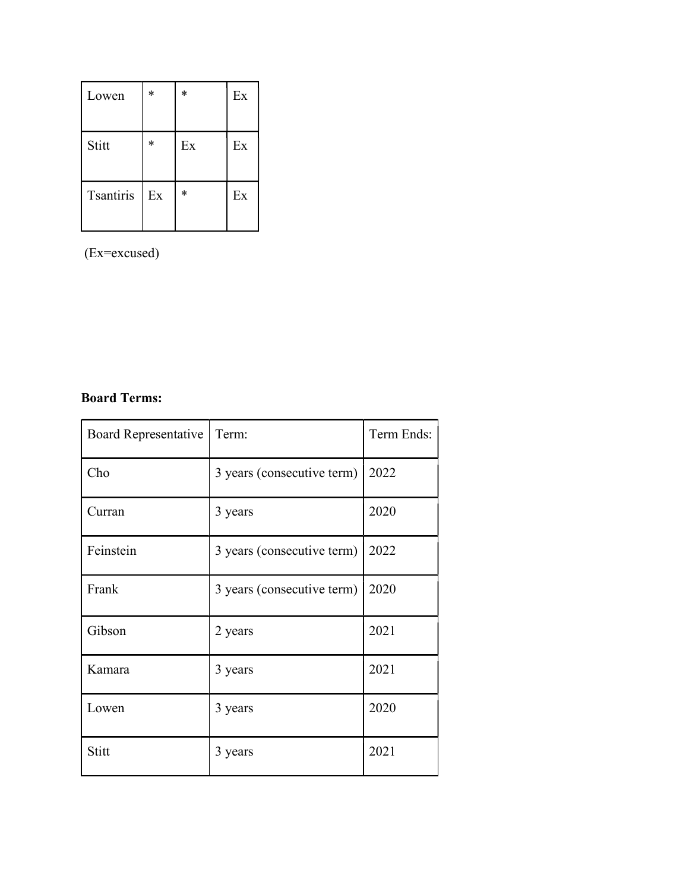| | | | |
|---|---|---|---|
| Lowen | * | * | Ex |
| Stitt | * | Ex | Ex |
| Tsantiris | Ex | * | Ex |

(Ex=excused)

**Board Terms:**

| Board Representative | Term: | Term Ends: |
|---|---|---|
| Cho | 3 years (consecutive term) | 2022 |
| Curran | 3 years | 2020 |
| Feinstein | 3 years (consecutive term) | 2022 |
| Frank | 3 years (consecutive term) | 2020 |
| Gibson | 2 years | 2021 |
| Kamara | 3 years | 2021 |
| Lowen | 3 years | 2020 |
| Stitt | 3 years | 2021 |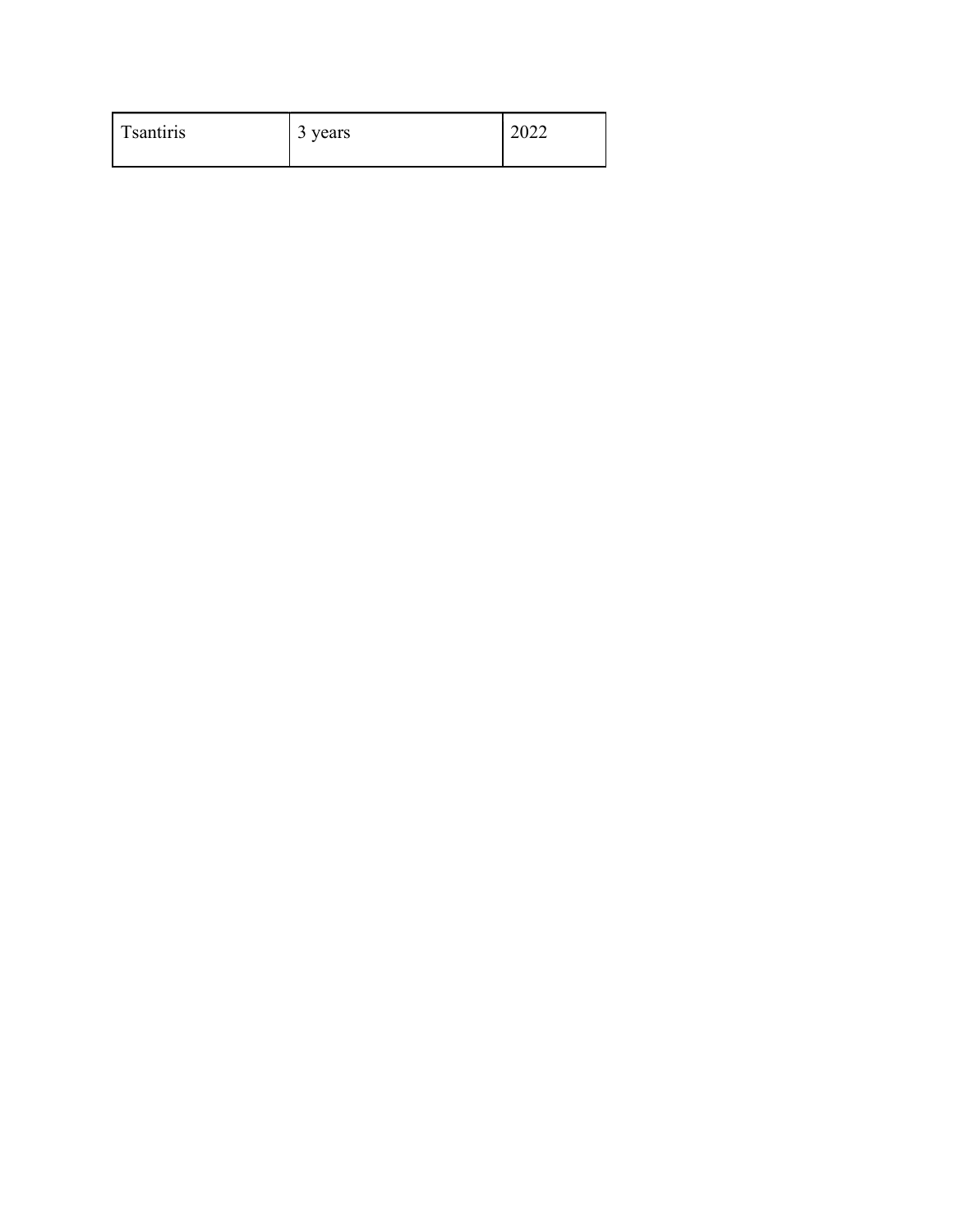| | | |
|---|---|---|
| Tsantiris | 3 years | 2022 |